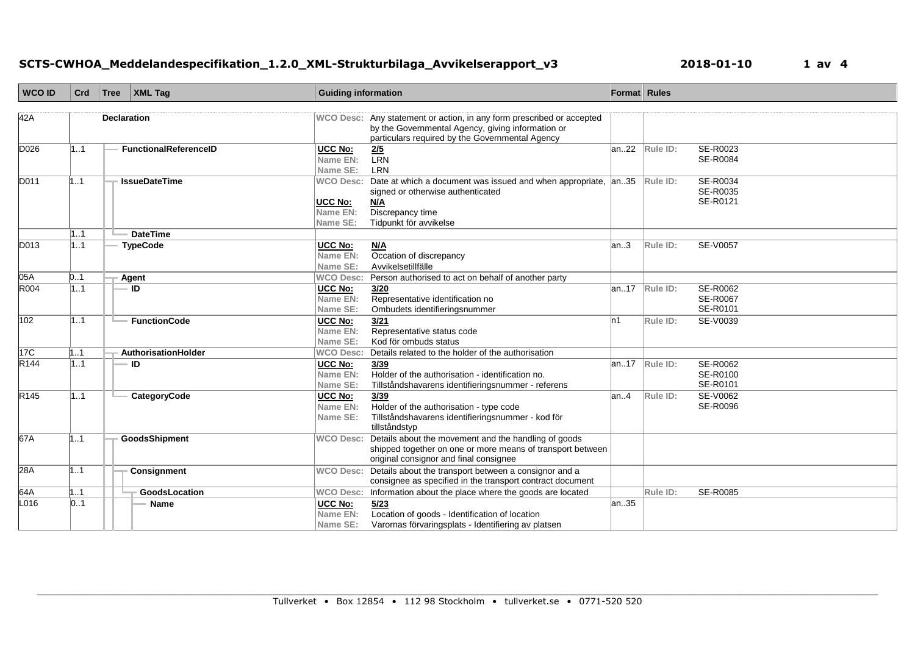# SCTS-CWHOA_Meddelandespecifikation_1.2.0_XML-Strukturbilaga_Avvikelserapport_v3

2018-01-10

| WCO ID | Crd | Tree | XML Tag | Guiding information | Format | Rules |
|---|---|---|---|---|---|---|
| 42A | | | Declaration | WCO Desc: Any statement or action, in any form prescribed or accepted by the Governmental Agency, giving information or particulars required by the Governmental Agency | | |
| D026 | 1..1 | | FunctionalReferenceID | UCC No: 2/5<br>Name EN: LRN<br>Name SE: LRN | an..22 | Rule ID: SE-R0023<br>SE-R0084 |
| D011 | 1..1 | | IssueDateTime | WCO Desc: Date at which a document was issued and when appropriate, signed or otherwise authenticated<br>UCC No: N/A<br>Name EN: Discrepancy time<br>Name SE: Tidpunkt för avvikelse | an..35 | Rule ID: SE-R0034<br>SE-R0035<br>SE-R0121 |
| | 1..1 | | DateTime | | | |
| D013 | 1..1 | | TypeCode | UCC No: N/A<br>Name EN: Occation of discrepancy<br>Name SE: Avvikelsetillfälle | an..3 | Rule ID: SE-V0057 |
| 05A | 0..1 | | Agent | WCO Desc: Person authorised to act on behalf of another party | | |
| R004 | 1..1 | | ID | UCC No: 3/20<br>Name EN: Representative identification no<br>Name SE: Ombudets identifieringsnummer | an..17 | Rule ID: SE-R0062<br>SE-R0067<br>SE-R0101 |
| 102 | 1..1 | | FunctionCode | UCC No: 3/21<br>Name EN: Representative status code<br>Name SE: Kod för ombuds status | n1 | Rule ID: SE-V0039 |
| 17C | 1..1 | | AuthorisationHolder | WCO Desc: Details related to the holder of the authorisation | | |
| R144 | 1..1 | | ID | UCC No: 3/39<br>Name EN: Holder of the authorisation - identification no.<br>Name SE: Tillståndshavarens identifieringsnummer - referens | an..17 | Rule ID: SE-R0062<br>SE-R0100<br>SE-R0101 |
| R145 | 1..1 | | CategoryCode | UCC No: 3/39<br>Name EN: Holder of the authorisation - type code<br>Name SE: Tillståndshavarens identifieringsnummer - kod för tillståndstyp | an..4 | Rule ID: SE-V0062<br>SE-R0096 |
| 67A | 1..1 | | GoodsShipment | WCO Desc: Details about the movement and the handling of goods shipped together on one or more means of transport between original consignor and final consignee | | |
| 28A | 1..1 | | Consignment | WCO Desc: Details about the transport between a consignor and a consignee as specified in the transport contract document | | |
| 64A | 1..1 | | GoodsLocation | WCO Desc: Information about the place where the goods are located | | Rule ID: SE-R0085 |
| L016 | 0..1 | | Name | UCC No: 5/23<br>Name EN: Location of goods - Identification of location<br>Name SE: Varornas förvaringsplats - Identifiering av platsen | an..35 | |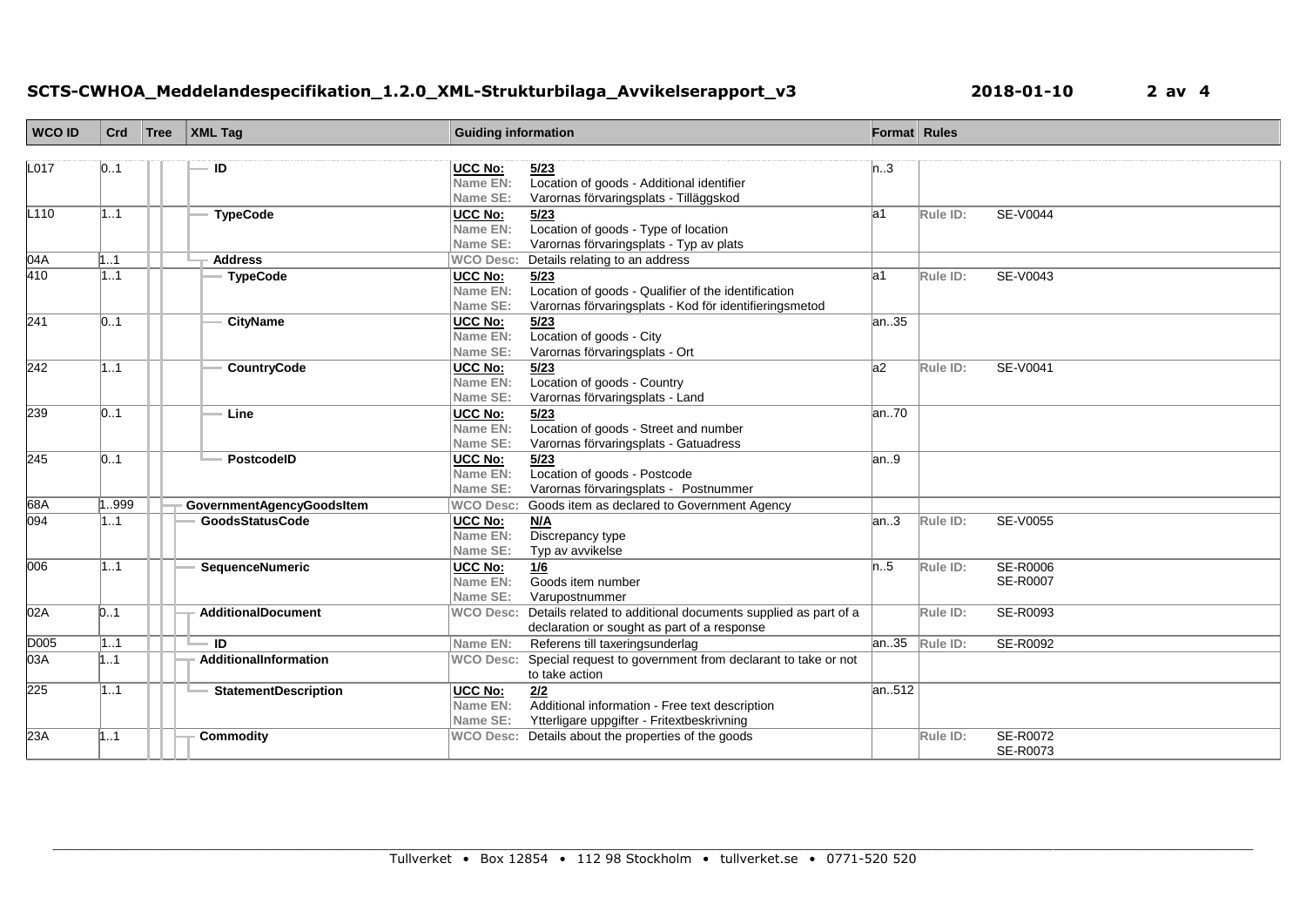| WCO ID | Crd | Tree | XML Tag | Guiding information | Format | Rules |
|---|---|---|---|---|---|---|
| L017 | 0..1 | | ID | **UCC No:** 5/23<br>**Name EN:** Location of goods - Additional identifier<br>**Name SE:** Varornas förvaringsplats - Tilläggskod | n..3 | |
| L110 | 1..1 | | TypeCode | **UCC No:** 5/23<br>**Name EN:** Location of goods - Type of location<br>**Name SE:** Varornas förvaringsplats - Typ av plats | a1 | Rule ID: SE-V0044 |
| 04A | 1..1 | | Address | **WCO Desc:** Details relating to an address | | |
| 410 | 1..1 | | TypeCode | **UCC No:** 5/23<br>**Name EN:** Location of goods - Qualifier of the identification<br>**Name SE:** Varornas förvaringsplats - Kod för identifieringsmetod | a1 | Rule ID: SE-V0043 |
| 241 | 0..1 | | CityName | **UCC No:** 5/23<br>**Name EN:** Location of goods - City<br>**Name SE:** Varornas förvaringsplats - Ort | an..35 | |
| 242 | 1..1 | | CountryCode | **UCC No:** 5/23<br>**Name EN:** Location of goods - Country<br>**Name SE:** Varornas förvaringsplats - Land | a2 | Rule ID: SE-V0041 |
| 239 | 0..1 | | Line | **UCC No:** 5/23<br>**Name EN:** Location of goods - Street and number<br>**Name SE:** Varornas förvaringsplats - Gatuadress | an..70 | |
| 245 | 0..1 | | PostcodeID | **UCC No:** 5/23<br>**Name EN:** Location of goods - Postcode<br>**Name SE:** Varornas förvaringsplats - Postnummer | an..9 | |
| 68A | 1..999 | | GovernmentAgencyGoodsItem | **WCO Desc:** Goods item as declared to Government Agency | | |
| 094 | 1..1 | | GoodsStatusCode | **UCC No:** N/A<br>**Name EN:** Discrepancy type<br>**Name SE:** Typ av avvikelse | an..3 | Rule ID: SE-V0055 |
| 006 | 1..1 | | SequenceNumeric | **UCC No:** 1/6<br>**Name EN:** Goods item number<br>**Name SE:** Varupostnummer | n..5 | Rule ID: SE-R0006<br>SE-R0007 |
| 02A | 0..1 | | AdditionalDocument | **WCO Desc:** Details related to additional documents supplied as part of a declaration or sought as part of a response | | Rule ID: SE-R0093 |
| D005 | 1..1 | | ID | **Name EN:** Referens till taxeringsunderlag | an..35 | Rule ID: SE-R0092 |
| 03A | 1..1 | | AdditionalInformation | **WCO Desc:** Special request to government from declarant to take or not to take action | | |
| 225 | 1..1 | | StatementDescription | **UCC No:** 2/2<br>**Name EN:** Additional information - Free text description<br>**Name SE:** Ytterligare uppgifter - Fritextbeskrivning | an..512 | |
| 23A | 1..1 | | Commodity | **WCO Desc:** Details about the properties of the goods | | Rule ID: SE-R0072<br>SE-R0073 |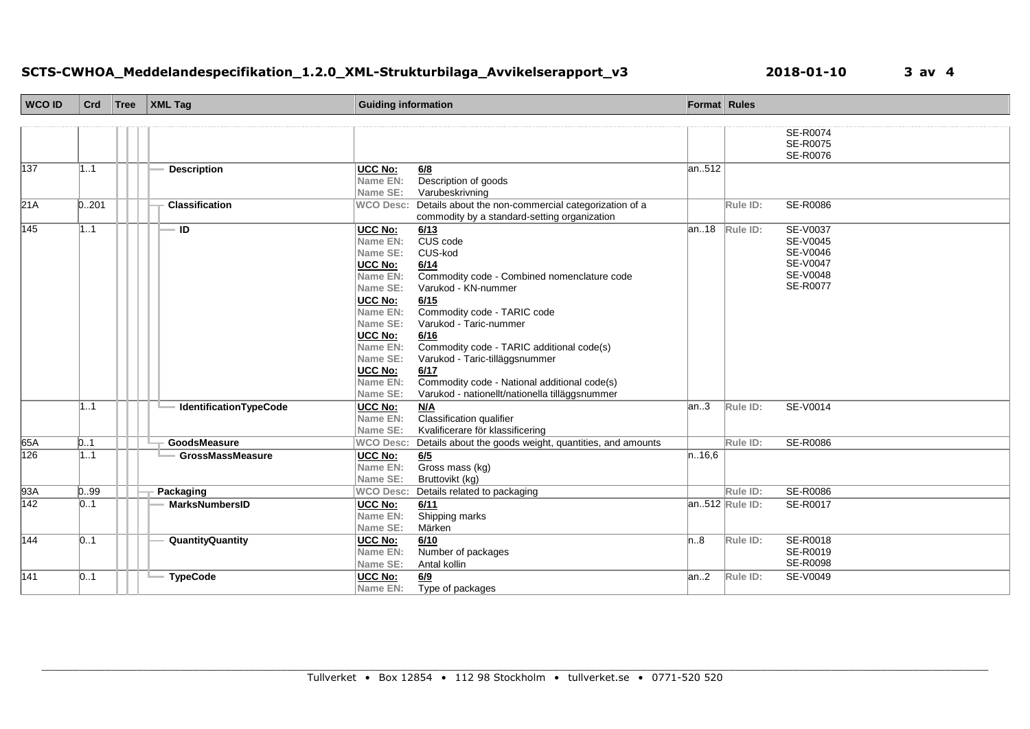| WCO ID | Crd | Tree | XML Tag | Guiding information | Format | Rules |
|---|---|---|---|---|---|---|
| | | | | | | SE-R0074<br>SE-R0075<br>SE-R0076 |
| 137 | 1..1 | | Description | **UCC No:** 6/8<br>**Name EN:** Description of goods<br>**Name SE:** Varubeskrivning | an..512 | |
| 21A | 0..201 | | Classification | **WCO Desc:** Details about the non-commercial categorization of a commodity by a standard-setting organization | | Rule ID: SE-R0086 |
| 145 | 1..1 | | ID | **UCC No:** 6/13<br>**Name EN:** CUS code<br>**Name SE:** CUS-kod<br>**UCC No:** 6/14<br>**Name EN:** Commodity code - Combined nomenclature code<br>**Name SE:** Varukod - KN-nummer<br>**UCC No:** 6/15<br>**Name EN:** Commodity code - TARIC code<br>**Name SE:** Varukod - Taric-nummer<br>**UCC No:** 6/16<br>**Name EN:** Commodity code - TARIC additional code(s)<br>**Name SE:** Varukod - Taric-tilläggsnummer<br>**UCC No:** 6/17<br>**Name EN:** Commodity code - National additional code(s)<br>**Name SE:** Varukod - nationellt/nationella tilläggsnummer | an..18 | Rule ID: SE-V0037<br>SE-V0045<br>SE-V0046<br>SE-V0047<br>SE-V0048<br>SE-R0077 |
| | 1..1 | | IdentificationTypeCode | **UCC No:** N/A<br>**Name EN:** Classification qualifier<br>**Name SE:** Kvalificerare för klassificering | an..3 | Rule ID: SE-V0014 |
| 65A | 0..1 | | GoodsMeasure | **WCO Desc:** Details about the goods weight, quantities, and amounts | | Rule ID: SE-R0086 |
| 126 | 1..1 | | GrossMassMeasure | **UCC No:** 6/5<br>**Name EN:** Gross mass (kg)<br>**Name SE:** Bruttovikt (kg) | n..16,6 | |
| 93A | 0..99 | | Packaging | **WCO Desc:** Details related to packaging | | Rule ID: SE-R0086 |
| 142 | 0..1 | | MarksNumbersID | **UCC No:** 6/11<br>**Name EN:** Shipping marks<br>**Name SE:** Märken | an..512 | Rule ID: SE-R0017 |
| 144 | 0..1 | | QuantityQuantity | **UCC No:** 6/10<br>**Name EN:** Number of packages<br>**Name SE:** Antal kollin | n..8 | Rule ID: SE-R0018<br>SE-R0019<br>SE-R0098 |
| 141 | 0..1 | | TypeCode | **UCC No:** 6/9<br>**Name EN:** Type of packages | an..2 | Rule ID: SE-V0049 |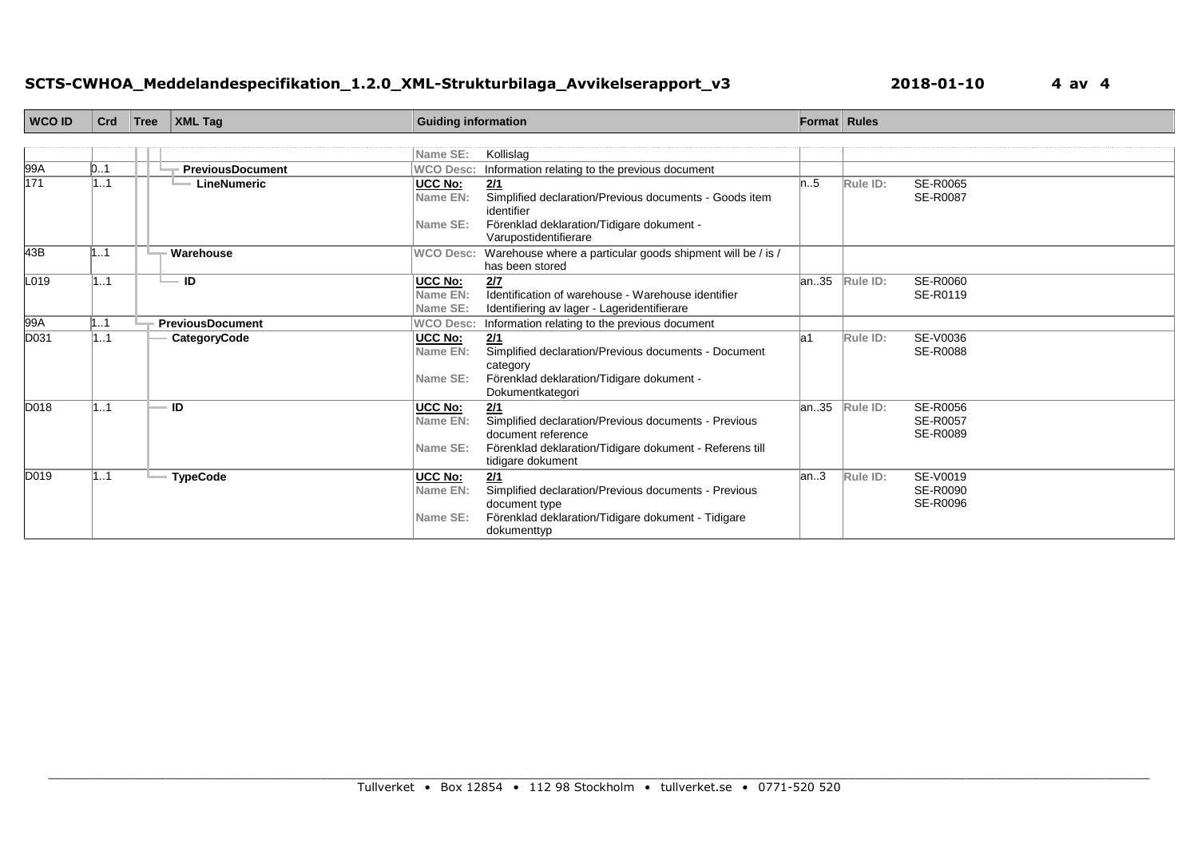| WCO ID | Crd | Tree | XML Tag | Guiding information | Format | Rules |
|---|---|---|---|---|---|---|
| | | | | **Name SE:** Kollislag | | |
| 99A | 0..1 | | PreviousDocument | **WCO Desc:** Information relating to the previous document | | |
| 171 | 1..1 | | LineNumeric | **UCC No:** 2/1<br>**Name EN:** Simplified declaration/Previous documents - Goods item identifier<br>**Name SE:** Förenklad deklaration/Tidigare dokument - Varupostidentifierare | n..5 | **Rule ID:** SE-R0065<br>SE-R0087 |
| 43B | 1..1 | | Warehouse | **WCO Desc:** Warehouse where a particular goods shipment will be / is / has been stored | | |
| L019 | 1..1 | | ID | **UCC No:** 2/7<br>**Name EN:** Identification of warehouse - Warehouse identifier<br>**Name SE:** Identifiering av lager - Lageridentifierare | an..35 | **Rule ID:** SE-R0060<br>SE-R0119 |
| 99A | 1..1 | | PreviousDocument | **WCO Desc:** Information relating to the previous document | | |
| D031 | 1..1 | | CategoryCode | **UCC No:** 2/1<br>**Name EN:** Simplified declaration/Previous documents - Document category<br>**Name SE:** Förenklad deklaration/Tidigare dokument - Dokumentkategori | a1 | **Rule ID:** SE-V0036<br>SE-R0088 |
| D018 | 1..1 | | ID | **UCC No:** 2/1<br>**Name EN:** Simplified declaration/Previous documents - Previous document reference<br>**Name SE:** Förenklad deklaration/Tidigare dokument - Referens till tidigare dokument | an..35 | **Rule ID:** SE-R0056<br>SE-R0057<br>SE-R0089 |
| D019 | 1..1 | | TypeCode | **UCC No:** 2/1<br>**Name EN:** Simplified declaration/Previous documents - Previous document type<br>**Name SE:** Förenklad deklaration/Tidigare dokument - Tidigare dokumenttyp | an..3 | **Rule ID:** SE-V0019<br>SE-R0090<br>SE-R0096 |